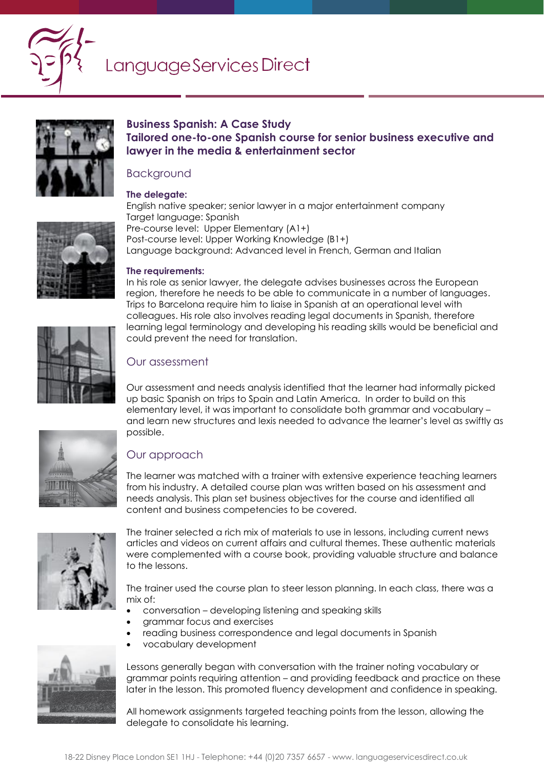Language Services Direct

## Business Spanish: A Case Study
## Tailored one-to-one Spanish course for senior business executive and lawyer in the media & entertainment sector

### Background

**The delegate:**
English native speaker; senior lawyer in a major entertainment company
Target language: Spanish
Pre-course level: Upper Elementary (A1+)
Post-course level: Upper Working Knowledge (B1+)
Language background: Advanced level in French, German and Italian

**The requirements:**
In his role as senior lawyer, the delegate advises businesses across the European region, therefore he needs to be able to communicate in a number of languages. Trips to Barcelona require him to liaise in Spanish at an operational level with colleagues. His role also involves reading legal documents in Spanish, therefore learning legal terminology and developing his reading skills would be beneficial and could prevent the need for translation.

### Our assessment

Our assessment and needs analysis identified that the learner had informally picked up basic Spanish on trips to Spain and Latin America. In order to build on this elementary level, it was important to consolidate both grammar and vocabulary – and learn new structures and lexis needed to advance the learner's level as swiftly as possible.

### Our approach

The learner was matched with a trainer with extensive experience teaching learners from his industry. A detailed course plan was written based on his assessment and needs analysis. This plan set business objectives for the course and identified all content and business competencies to be covered.

The trainer selected a rich mix of materials to use in lessons, including current news articles and videos on current affairs and cultural themes. These authentic materials were complemented with a course book, providing valuable structure and balance to the lessons.

The trainer used the course plan to steer lesson planning. In each class, there was a mix of:

- conversation – developing listening and speaking skills
- grammar focus and exercises
- reading business correspondence and legal documents in Spanish
- vocabulary development

Lessons generally began with conversation with the trainer noting vocabulary or grammar points requiring attention – and providing feedback and practice on these later in the lesson. This promoted fluency development and confidence in speaking.

All homework assignments targeted teaching points from the lesson, allowing the delegate to consolidate his learning.

18-22 Disney Place London SE1 1HJ - Telephone: +44 (0)20 7357 6657 - www. languageservicesdirect.co.uk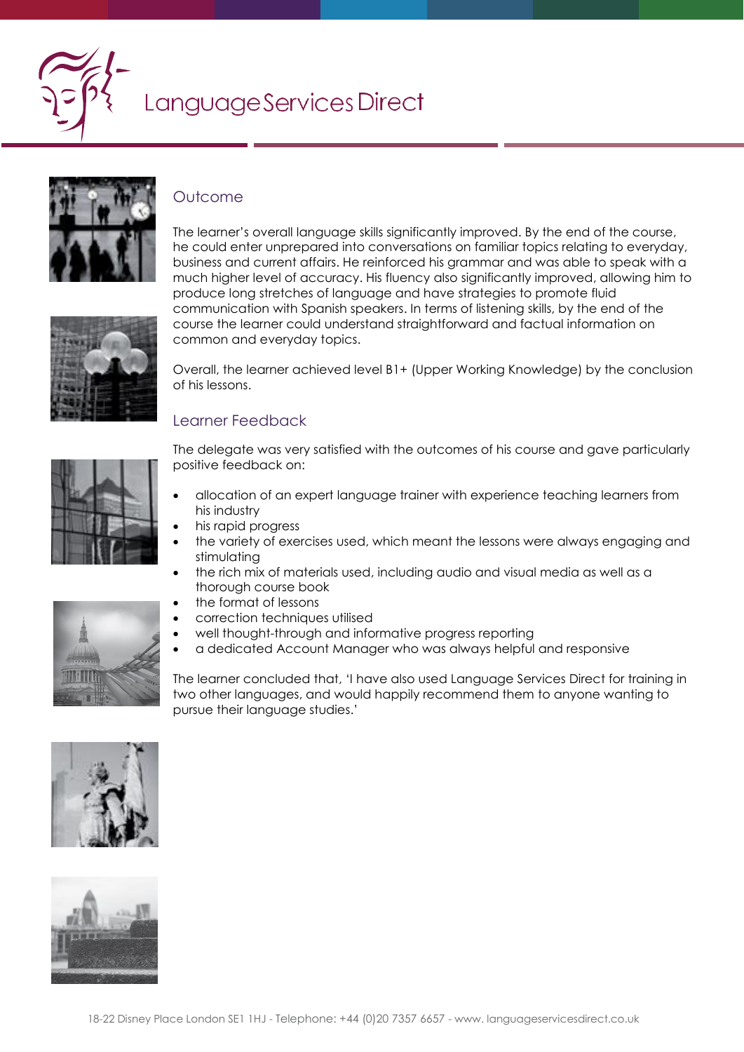## Outcome

The learner's overall language skills significantly improved. By the end of the course, he could enter unprepared into conversations on familiar topics relating to everyday, business and current affairs. He reinforced his grammar and was able to speak with a much higher level of accuracy. His fluency also significantly improved, allowing him to produce long stretches of language and have strategies to promote fluid communication with Spanish speakers. In terms of listening skills, by the end of the course the learner could understand straightforward and factual information on common and everyday topics.

Overall, the learner achieved level B1+ (Upper Working Knowledge) by the conclusion of his lessons.

## Learner Feedback

The delegate was very satisfied with the outcomes of his course and gave particularly positive feedback on:

- allocation of an expert language trainer with experience teaching learners from his industry
- his rapid progress
- the variety of exercises used, which meant the lessons were always engaging and stimulating
- the rich mix of materials used, including audio and visual media as well as a thorough course book
- the format of lessons
- correction techniques utilised
- well thought-through and informative progress reporting
- a dedicated Account Manager who was always helpful and responsive

The learner concluded that, 'I have also used Language Services Direct for training in two other languages, and would happily recommend them to anyone wanting to pursue their language studies.'